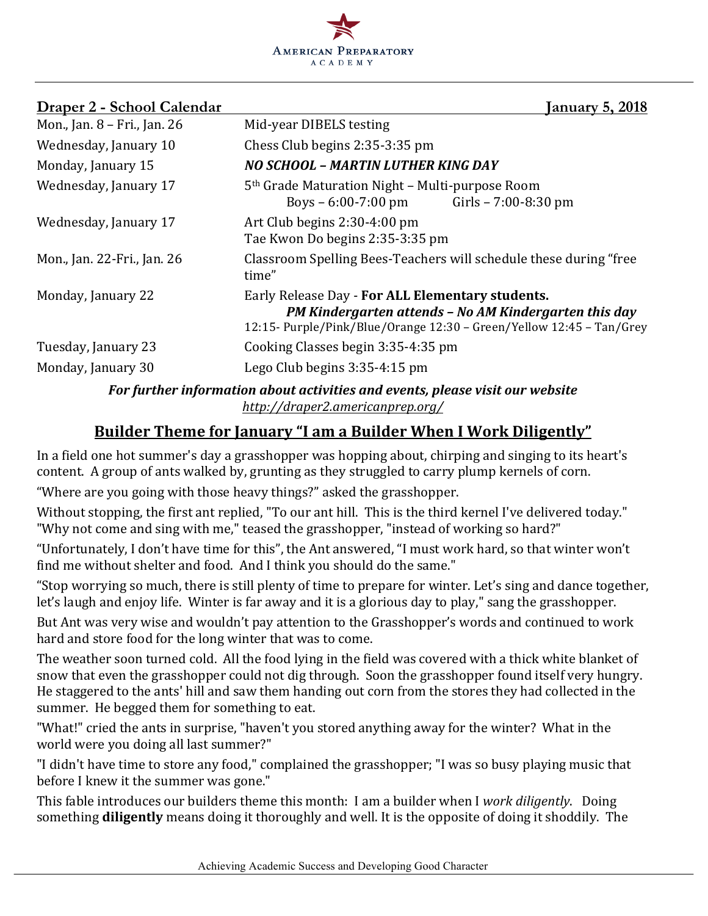American Preparatory Academy

**Draper 2 - School Calendar** **January 5, 2018**

| | |
|---|---|
| Mon., Jan. 8 – Fri., Jan. 26 | Mid-year DIBELS testing |
| Wednesday, January 10 | Chess Club begins 2:35-3:35 pm |
| Monday, January 15 | ***NO SCHOOL – MARTIN LUTHER KING DAY*** |
| Wednesday, January 17 | 5th Grade Maturation Night – Multi-purpose Room<br>Boys – 6:00-7:00 pm    Girls – 7:00-8:30 pm |
| Wednesday, January 17 | Art Club begins 2:30-4:00 pm<br>Tae Kwon Do begins 2:35-3:35 pm |
| Mon., Jan. 22-Fri., Jan. 26 | Classroom Spelling Bees-Teachers will schedule these during "free time" |
| Monday, January 22 | Early Release Day - **For ALL Elementary students.**<br>***PM Kindergarten attends – No AM Kindergarten this day***<br>12:15- Purple/Pink/Blue/Orange 12:30 – Green/Yellow 12:45 – Tan/Grey |
| Tuesday, January 23 | Cooking Classes begin 3:35-4:35 pm |
| Monday, January 30 | Lego Club begins 3:35-4:15 pm |

***For further information about activities and events, please visit our website***
*http://draper2.americanprep.org/*

## Builder Theme for January "I am a Builder When I Work Diligently"

In a field one hot summer's day a grasshopper was hopping about, chirping and singing to its heart's content. A group of ants walked by, grunting as they struggled to carry plump kernels of corn.

"Where are you going with those heavy things?" asked the grasshopper.

Without stopping, the first ant replied, "To our ant hill. This is the third kernel I've delivered today." "Why not come and sing with me," teased the grasshopper, "instead of working so hard?"

"Unfortunately, I don't have time for this", the Ant answered, "I must work hard, so that winter won't find me without shelter and food. And I think you should do the same."

"Stop worrying so much, there is still plenty of time to prepare for winter. Let's sing and dance together, let's laugh and enjoy life. Winter is far away and it is a glorious day to play," sang the grasshopper.

But Ant was very wise and wouldn't pay attention to the Grasshopper's words and continued to work hard and store food for the long winter that was to come.

The weather soon turned cold. All the food lying in the field was covered with a thick white blanket of snow that even the grasshopper could not dig through. Soon the grasshopper found itself very hungry. He staggered to the ants' hill and saw them handing out corn from the stores they had collected in the summer. He begged them for something to eat.

"What!" cried the ants in surprise, "haven't you stored anything away for the winter? What in the world were you doing all last summer?"

"I didn't have time to store any food," complained the grasshopper; "I was so busy playing music that before I knew it the summer was gone."

This fable introduces our builders theme this month: I am a builder when I *work diligently*. Doing something **diligently** means doing it thoroughly and well. It is the opposite of doing it shoddily. The

Achieving Academic Success and Developing Good Character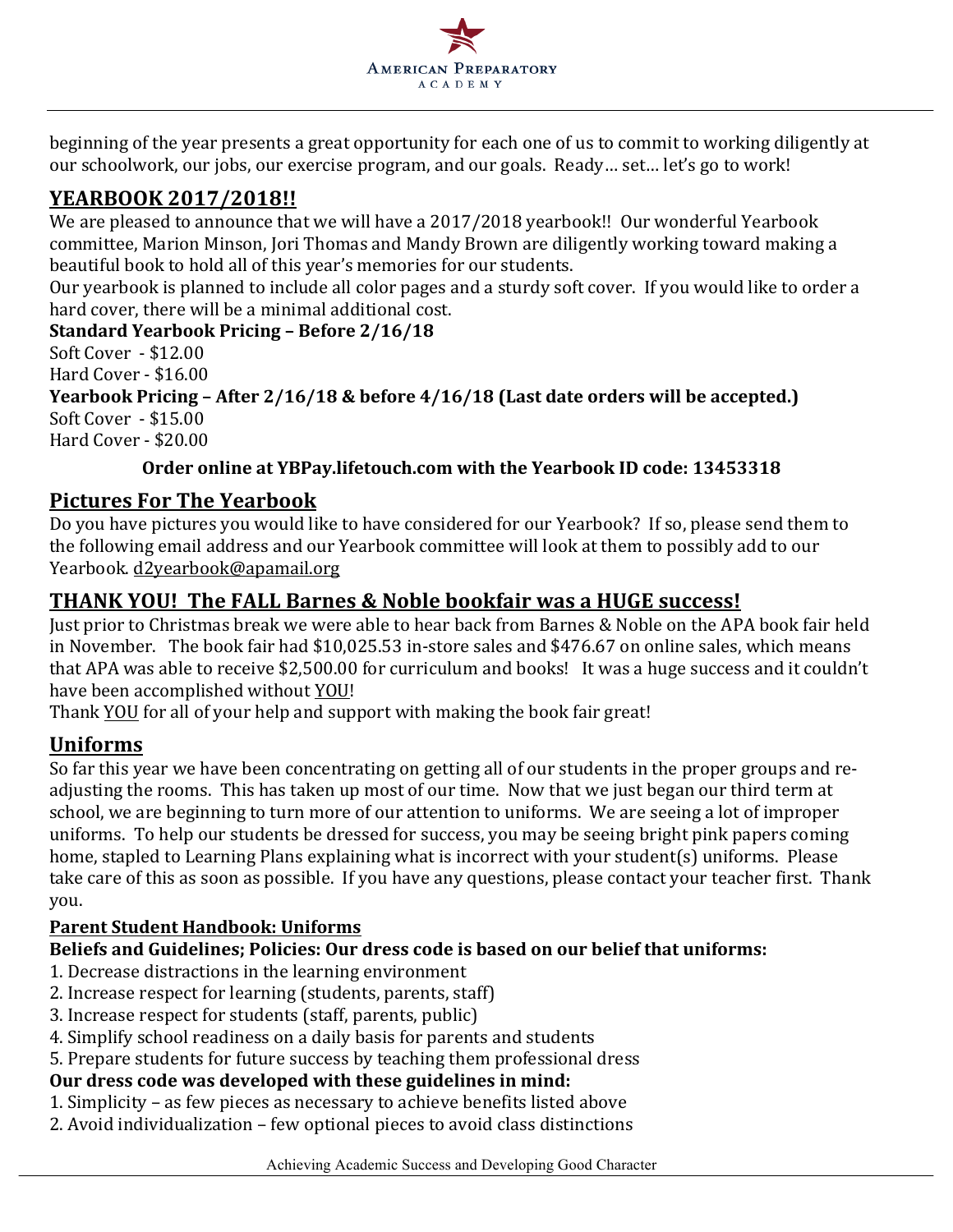beginning of the year presents a great opportunity for each one of us to commit to working diligently at our schoolwork, our jobs, our exercise program, and our goals. Ready… set… let's go to work!

## YEARBOOK 2017/2018!!

We are pleased to announce that we will have a 2017/2018 yearbook!! Our wonderful Yearbook committee, Marion Minson, Jori Thomas and Mandy Brown are diligently working toward making a beautiful book to hold all of this year's memories for our students.

Our yearbook is planned to include all color pages and a sturdy soft cover. If you would like to order a hard cover, there will be a minimal additional cost.

**Standard Yearbook Pricing – Before 2/16/18**

Soft Cover - $12.00
Hard Cover - $16.00

**Yearbook Pricing – After 2/16/18 & before 4/16/18 (Last date orders will be accepted.)**

Soft Cover - $15.00
Hard Cover - $20.00

**Order online at YBPay.lifetouch.com with the Yearbook ID code: 13453318**

## Pictures For The Yearbook

Do you have pictures you would like to have considered for our Yearbook? If so, please send them to the following email address and our Yearbook committee will look at them to possibly add to our Yearbook. d2yearbook@apamail.org

## THANK YOU! The FALL Barnes & Noble bookfair was a HUGE success!

Just prior to Christmas break we were able to hear back from Barnes & Noble on the APA book fair held in November. The book fair had $10,025.53 in-store sales and $476.67 on online sales, which means that APA was able to receive $2,500.00 for curriculum and books! It was a huge success and it couldn't have been accomplished without YOU!

Thank YOU for all of your help and support with making the book fair great!

## Uniforms

So far this year we have been concentrating on getting all of our students in the proper groups and re-adjusting the rooms. This has taken up most of our time. Now that we just began our third term at school, we are beginning to turn more of our attention to uniforms. We are seeing a lot of improper uniforms. To help our students be dressed for success, you may be seeing bright pink papers coming home, stapled to Learning Plans explaining what is incorrect with your student(s) uniforms. Please take care of this as soon as possible. If you have any questions, please contact your teacher first. Thank you.

### Parent Student Handbook: Uniforms

**Beliefs and Guidelines; Policies: Our dress code is based on our belief that uniforms:**

1. Decrease distractions in the learning environment
2. Increase respect for learning (students, parents, staff)
3. Increase respect for students (staff, parents, public)
4. Simplify school readiness on a daily basis for parents and students
5. Prepare students for future success by teaching them professional dress

**Our dress code was developed with these guidelines in mind:**

1. Simplicity – as few pieces as necessary to achieve benefits listed above
2. Avoid individualization – few optional pieces to avoid class distinctions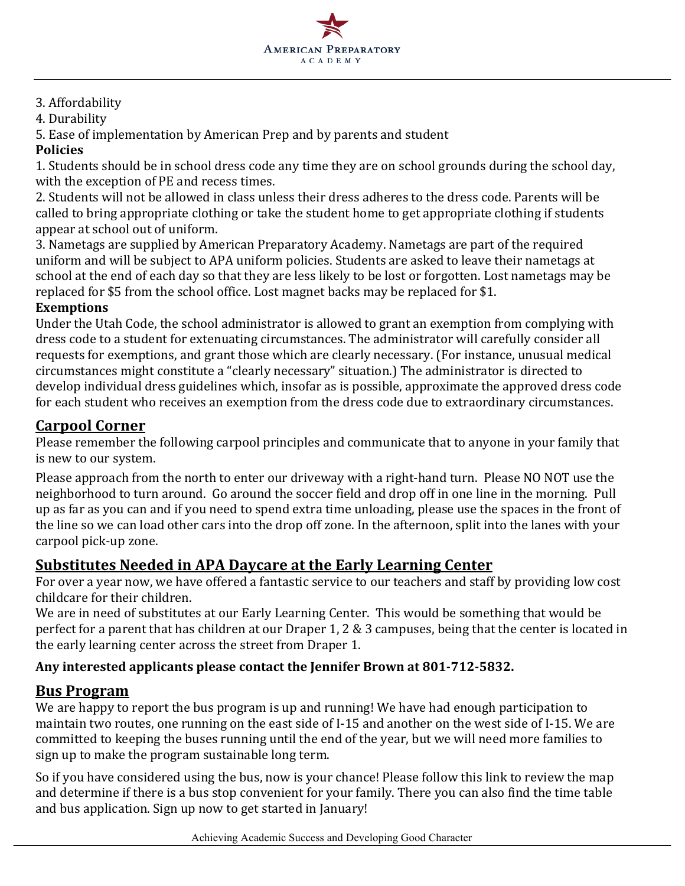3. Affordability
4. Durability
5. Ease of implementation by American Prep and by parents and student

**Policies**

1. Students should be in school dress code any time they are on school grounds during the school day, with the exception of PE and recess times.
2. Students will not be allowed in class unless their dress adheres to the dress code. Parents will be called to bring appropriate clothing or take the student home to get appropriate clothing if students appear at school out of uniform.
3. Nametags are supplied by American Preparatory Academy. Nametags are part of the required uniform and will be subject to APA uniform policies. Students are asked to leave their nametags at school at the end of each day so that they are less likely to be lost or forgotten. Lost nametags may be replaced for $5 from the school office. Lost magnet backs may be replaced for $1.

**Exemptions**

Under the Utah Code, the school administrator is allowed to grant an exemption from complying with dress code to a student for extenuating circumstances. The administrator will carefully consider all requests for exemptions, and grant those which are clearly necessary. (For instance, unusual medical circumstances might constitute a "clearly necessary" situation.) The administrator is directed to develop individual dress guidelines which, insofar as is possible, approximate the approved dress code for each student who receives an exemption from the dress code due to extraordinary circumstances.

## Carpool Corner

Please remember the following carpool principles and communicate that to anyone in your family that is new to our system.

Please approach from the north to enter our driveway with a right-hand turn. Please NO NOT use the neighborhood to turn around. Go around the soccer field and drop off in one line in the morning. Pull up as far as you can and if you need to spend extra time unloading, please use the spaces in the front of the line so we can load other cars into the drop off zone. In the afternoon, split into the lanes with your carpool pick-up zone.

## Substitutes Needed in APA Daycare at the Early Learning Center

For over a year now, we have offered a fantastic service to our teachers and staff by providing low cost childcare for their children.

We are in need of substitutes at our Early Learning Center. This would be something that would be perfect for a parent that has children at our Draper 1, 2 & 3 campuses, being that the center is located in the early learning center across the street from Draper 1.

**Any interested applicants please contact the Jennifer Brown at 801-712-5832.**

## Bus Program

We are happy to report the bus program is up and running! We have had enough participation to maintain two routes, one running on the east side of I-15 and another on the west side of I-15. We are committed to keeping the buses running until the end of the year, but we will need more families to sign up to make the program sustainable long term.

So if you have considered using the bus, now is your chance! Please follow this link to review the map and determine if there is a bus stop convenient for your family. There you can also find the time table and bus application. Sign up now to get started in January!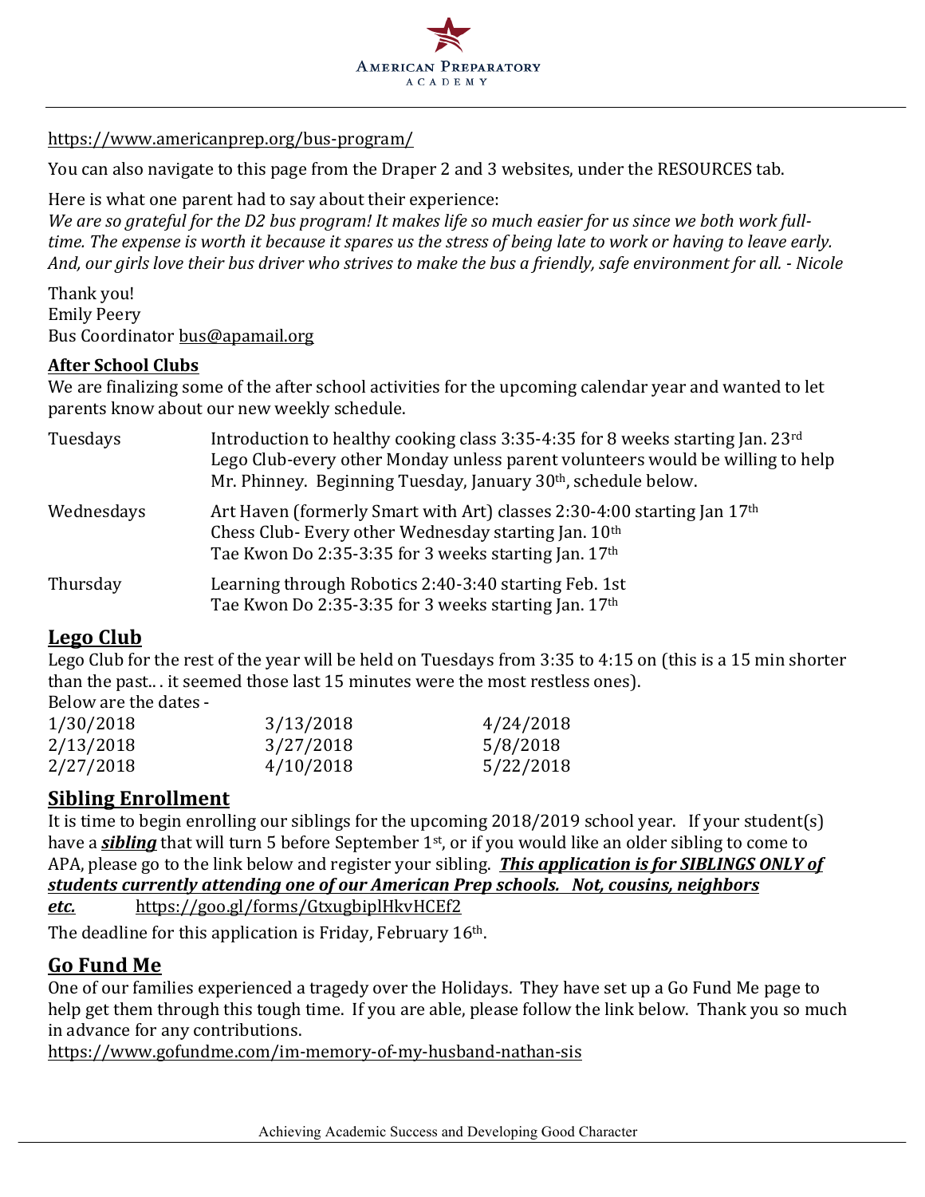https://www.americanprep.org/bus-program/

You can also navigate to this page from the Draper 2 and 3 websites, under the RESOURCES tab.

Here is what one parent had to say about their experience:
*We are so grateful for the D2 bus program! It makes life so much easier for us since we both work full-time. The expense is worth it because it spares us the stress of being late to work or having to leave early. And, our girls love their bus driver who strives to make the bus a friendly, safe environment for all. - Nicole*

Thank you!
Emily Peery
Bus Coordinator bus@apamail.org

**After School Clubs**

We are finalizing some of the after school activities for the upcoming calendar year and wanted to let parents know about our new weekly schedule.

| | |
|---|---|
| Tuesdays | Introduction to healthy cooking class 3:35-4:35 for 8 weeks starting Jan. 23rd<br>Lego Club-every other Monday unless parent volunteers would be willing to help Mr. Phinney. Beginning Tuesday, January 30th, schedule below. |
| Wednesdays | Art Haven (formerly Smart with Art) classes 2:30-4:00 starting Jan 17th<br>Chess Club- Every other Wednesday starting Jan. 10th<br>Tae Kwon Do 2:35-3:35 for 3 weeks starting Jan. 17th |
| Thursday | Learning through Robotics 2:40-3:40 starting Feb. 1st<br>Tae Kwon Do 2:35-3:35 for 3 weeks starting Jan. 17th |

## Lego Club

Lego Club for the rest of the year will be held on Tuesdays from 3:35 to 4:15 on (this is a 15 min shorter than the past.. . it seemed those last 15 minutes were the most restless ones).
Below are the dates -

| | | |
|---|---|---|
| 1/30/2018 | 3/13/2018 | 4/24/2018 |
| 2/13/2018 | 3/27/2018 | 5/8/2018 |
| 2/27/2018 | 4/10/2018 | 5/22/2018 |

## Sibling Enrollment

It is time to begin enrolling our siblings for the upcoming 2018/2019 school year. If your student(s) have a ***sibling*** that will turn 5 before September 1st, or if you would like an older sibling to come to APA, please go to the link below and register your sibling. ***This application is for SIBLINGS ONLY of students currently attending one of our American Prep schools. Not, cousins, neighbors etc.*** https://goo.gl/forms/GtxugbiplHkvHCEf2

The deadline for this application is Friday, February 16th.

## Go Fund Me

One of our families experienced a tragedy over the Holidays. They have set up a Go Fund Me page to help get them through this tough time. If you are able, please follow the link below. Thank you so much in advance for any contributions.
https://www.gofundme.com/im-memory-of-my-husband-nathan-sis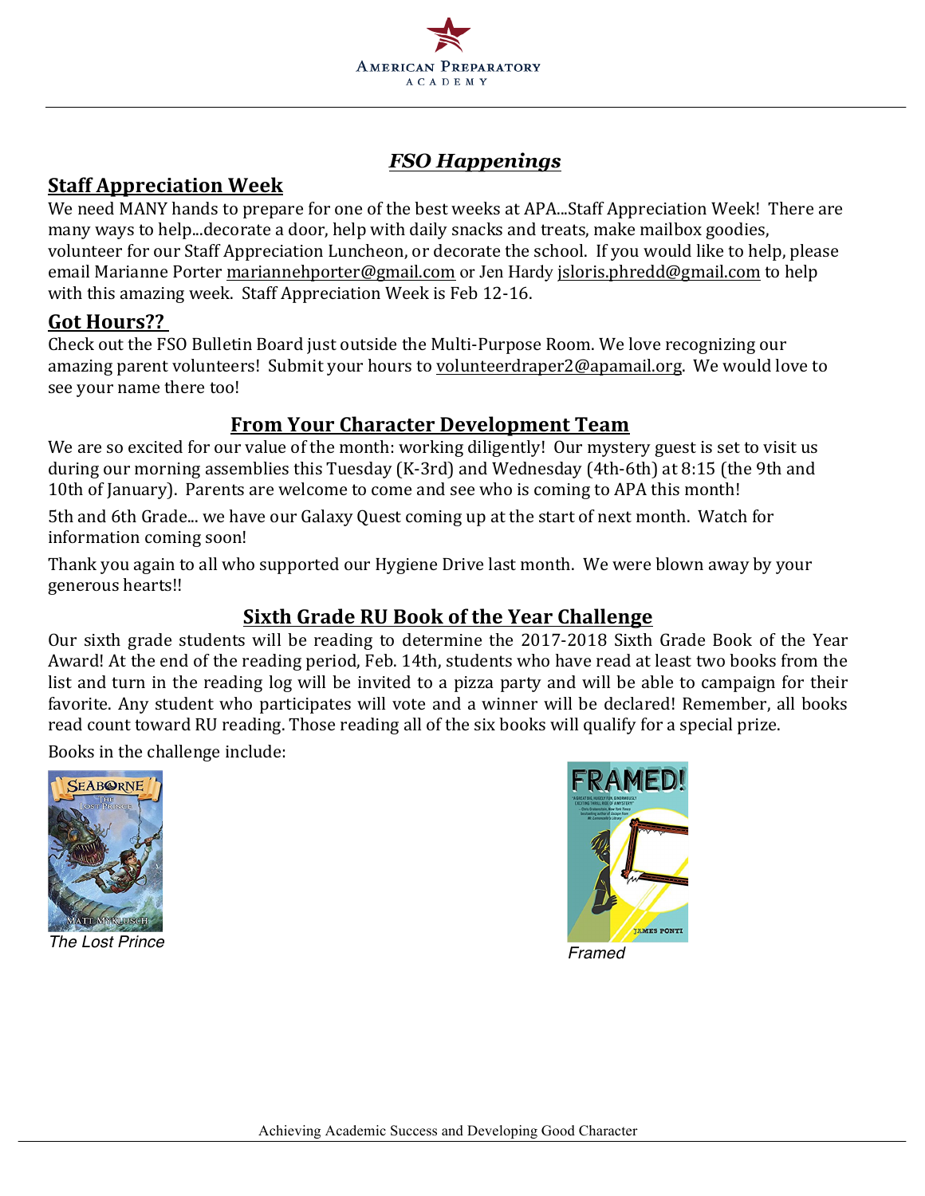# *FSO Happenings*

## Staff Appreciation Week

We need MANY hands to prepare for one of the best weeks at APA...Staff Appreciation Week! There are many ways to help...decorate a door, help with daily snacks and treats, make mailbox goodies, volunteer for our Staff Appreciation Luncheon, or decorate the school. If you would like to help, please email Marianne Porter mariannehporter@gmail.com or Jen Hardy jsloris.phredd@gmail.com to help with this amazing week. Staff Appreciation Week is Feb 12-16.

## Got Hours??

Check out the FSO Bulletin Board just outside the Multi-Purpose Room. We love recognizing our amazing parent volunteers! Submit your hours to volunteerdraper2@apamail.org. We would love to see your name there too!

## From Your Character Development Team

We are so excited for our value of the month: working diligently! Our mystery guest is set to visit us during our morning assemblies this Tuesday (K-3rd) and Wednesday (4th-6th) at 8:15 (the 9th and 10th of January). Parents are welcome to come and see who is coming to APA this month!

5th and 6th Grade... we have our Galaxy Quest coming up at the start of next month. Watch for information coming soon!

Thank you again to all who supported our Hygiene Drive last month. We were blown away by your generous hearts!!

## Sixth Grade RU Book of the Year Challenge

Our sixth grade students will be reading to determine the 2017-2018 Sixth Grade Book of the Year Award! At the end of the reading period, Feb. 14th, students who have read at least two books from the list and turn in the reading log will be invited to a pizza party and will be able to campaign for their favorite. Any student who participates will vote and a winner will be declared! Remember, all books read count toward RU reading. Those reading all of the six books will qualify for a special prize.

Books in the challenge include:

*The Lost Prince*

*Framed*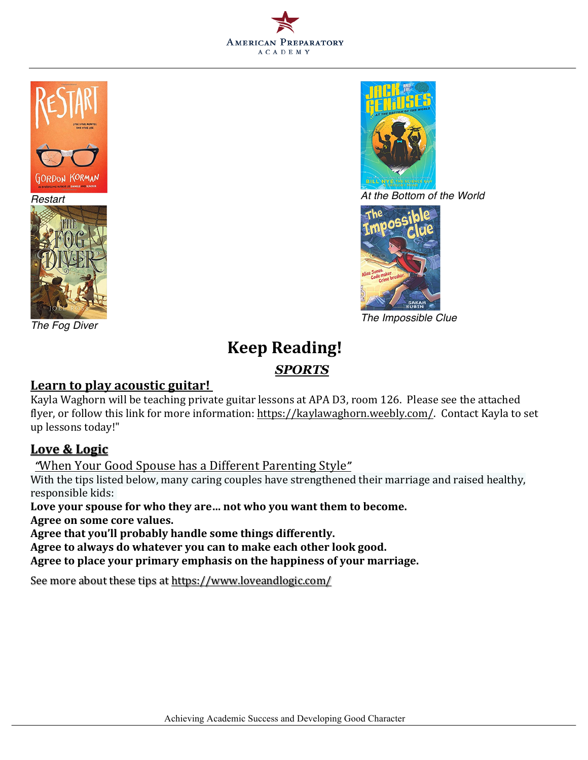Restart

The Fog Diver

At the Bottom of the World

The Impossible Clue

# Keep Reading!

## ***SPORTS***

### Learn to play acoustic guitar!

Kayla Waghorn will be teaching private guitar lessons at APA D3, room 126. Please see the attached flyer, or follow this link for more information: https://kaylawaghorn.weebly.com/. Contact Kayla to set up lessons today!"

### Love & Logic

"When Your Good Spouse has a Different Parenting Style"

With the tips listed below, many caring couples have strengthened their marriage and raised healthy, responsible kids:

**Love your spouse for who they are… not who you want them to become.**
**Agree on some core values.**
**Agree that you'll probably handle some things differently.**
**Agree to always do whatever you can to make each other look good.**
**Agree to place your primary emphasis on the happiness of your marriage.**

See more about these tips at https://www.loveandlogic.com/